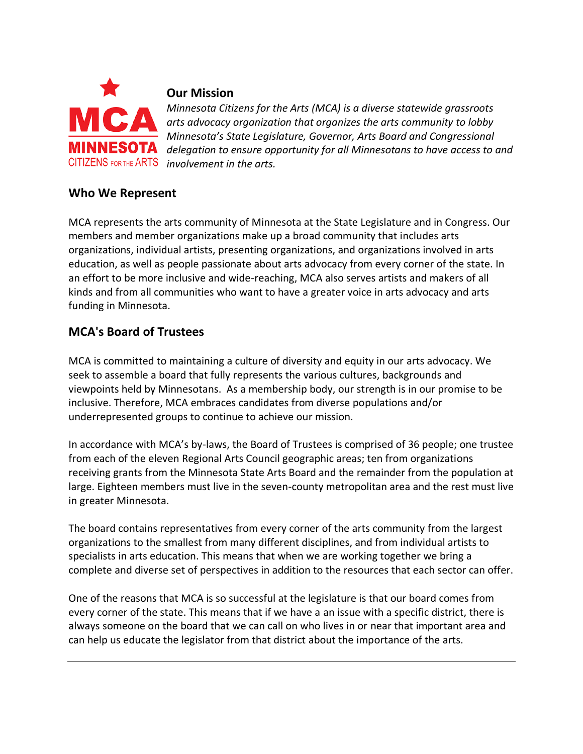## Our Mission

*Minnesota Citizens for the Arts (MCA) is a diverse statewide grassroots arts advocacy organization that organizes the arts community to lobby Minnesota's State Legislature, Governor, Arts Board and Congressional delegation to ensure opportunity for all Minnesotans to have access to and involvement in the arts.*

## Who We Represent

MCA represents the arts community of Minnesota at the State Legislature and in Congress. Our members and member organizations make up a broad community that includes arts organizations, individual artists, presenting organizations, and organizations involved in arts education, as well as people passionate about arts advocacy from every corner of the state. In an effort to be more inclusive and wide-reaching, MCA also serves artists and makers of all kinds and from all communities who want to have a greater voice in arts advocacy and arts funding in Minnesota.

## MCA's Board of Trustees

MCA is committed to maintaining a culture of diversity and equity in our arts advocacy. We seek to assemble a board that fully represents the various cultures, backgrounds and viewpoints held by Minnesotans. As a membership body, our strength is in our promise to be inclusive. Therefore, MCA embraces candidates from diverse populations and/or underrepresented groups to continue to achieve our mission.

In accordance with MCA's by-laws, the Board of Trustees is comprised of 36 people; one trustee from each of the eleven Regional Arts Council geographic areas; ten from organizations receiving grants from the Minnesota State Arts Board and the remainder from the population at large. Eighteen members must live in the seven-county metropolitan area and the rest must live in greater Minnesota.

The board contains representatives from every corner of the arts community from the largest organizations to the smallest from many different disciplines, and from individual artists to specialists in arts education. This means that when we are working together we bring a complete and diverse set of perspectives in addition to the resources that each sector can offer.

One of the reasons that MCA is so successful at the legislature is that our board comes from every corner of the state. This means that if we have a an issue with a specific district, there is always someone on the board that we can call on who lives in or near that important area and can help us educate the legislator from that district about the importance of the arts.

---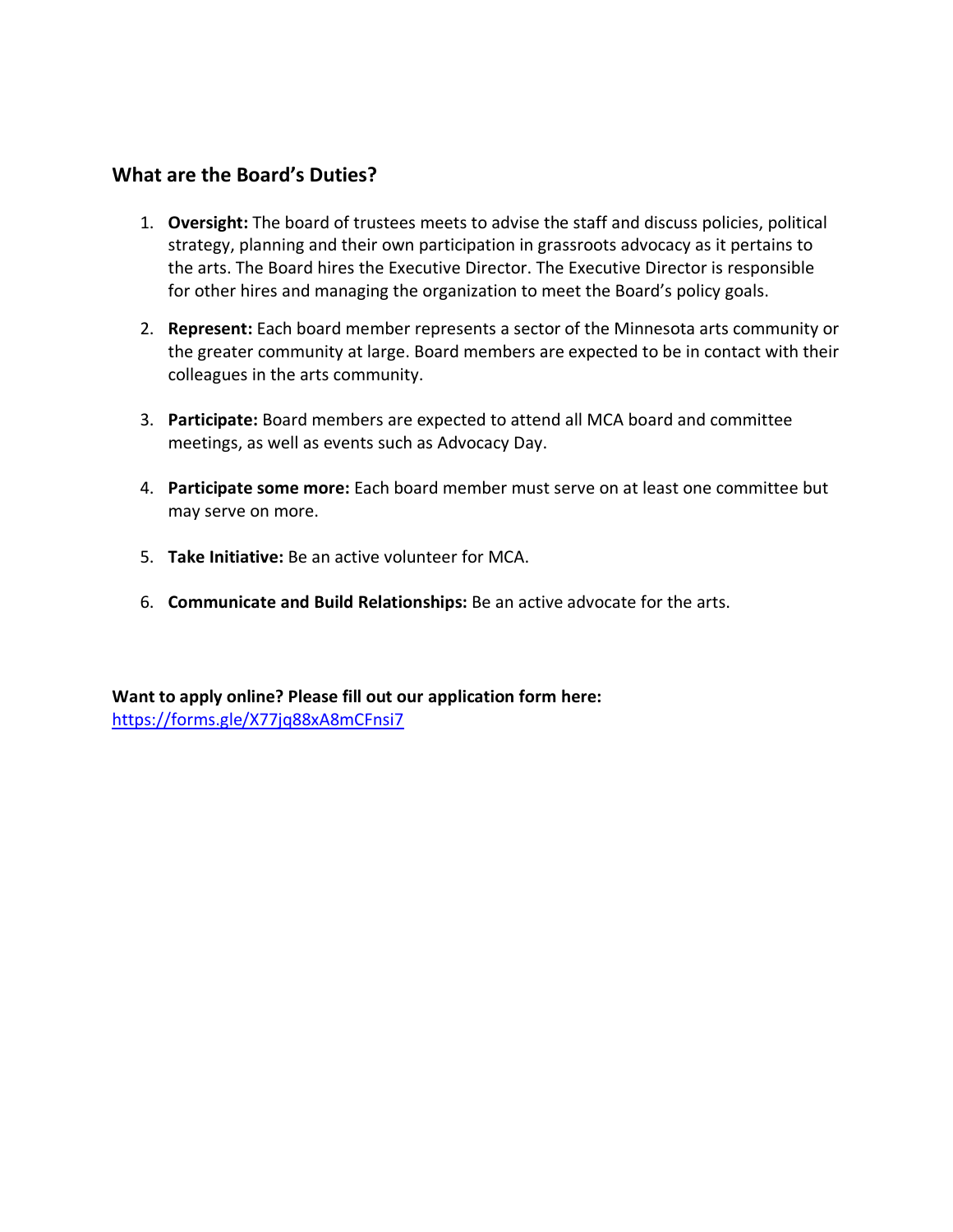## What are the Board's Duties?

1. **Oversight:** The board of trustees meets to advise the staff and discuss policies, political strategy, planning and their own participation in grassroots advocacy as it pertains to the arts. The Board hires the Executive Director. The Executive Director is responsible for other hires and managing the organization to meet the Board's policy goals.

2. **Represent:** Each board member represents a sector of the Minnesota arts community or the greater community at large. Board members are expected to be in contact with their colleagues in the arts community.

3. **Participate:** Board members are expected to attend all MCA board and committee meetings, as well as events such as Advocacy Day.

4. **Participate some more:** Each board member must serve on at least one committee but may serve on more.

5. **Take Initiative:** Be an active volunteer for MCA.

6. **Communicate and Build Relationships:** Be an active advocate for the arts.

**Want to apply online? Please fill out our application form here:**
[https://forms.gle/X77jq88xA8mCFnsi7](https://forms.gle/X77jq88xA8mCFnsi7)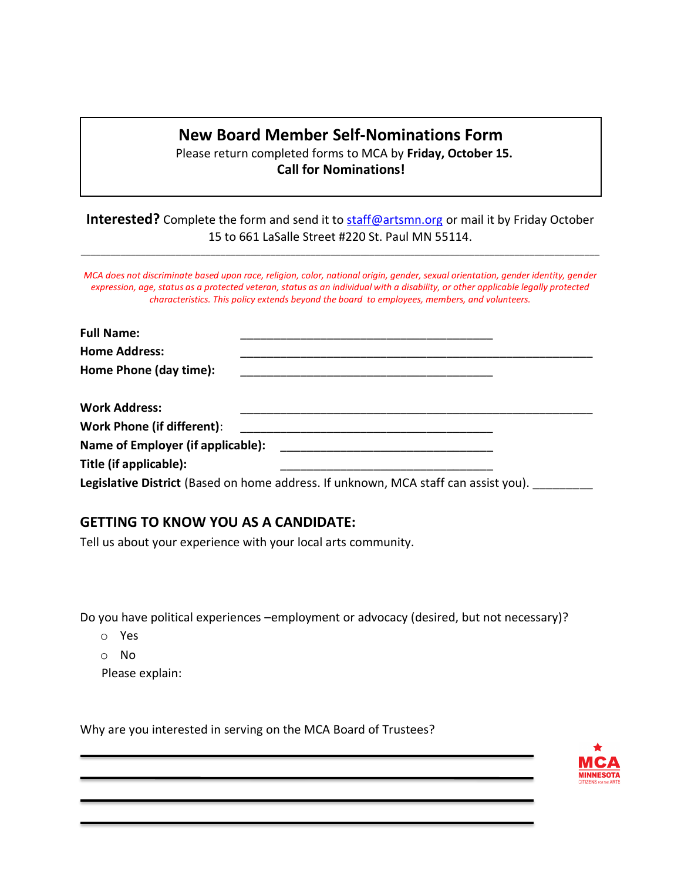# New Board Member Self-Nominations Form

Please return completed forms to MCA by **Friday, October 15.**

**Call for Nominations!**

**Interested?** Complete the form and send it to staff@artsmn.org or mail it by Friday October 15 to 661 LaSalle Street #220 St. Paul MN 55114.

---

*MCA does not discriminate based upon race, religion, color, national origin, gender, sexual orientation, gender identity, gender expression, age, status as a protected veteran, status as an individual with a disability, or other applicable legally protected characteristics. This policy extends beyond the board to employees, members, and volunteers.*

**Full Name:** ________________________________________

**Home Address:** ________________________________________________________

**Home Phone (day time):** ________________________________________

**Work Address:** ________________________________________________________

**Work Phone (if different):** ________________________________________

**Name of Employer (if applicable):** _________________________________

**Title (if applicable):** _________________________________

**Legislative District** (Based on home address. If unknown, MCA staff can assist you). _________

## GETTING TO KNOW YOU AS A CANDIDATE:

Tell us about your experience with your local arts community.

Do you have political experiences –employment or advocacy (desired, but not necessary)?

- Yes
- No

Please explain:

Why are you interested in serving on the MCA Board of Trustees?

______________________________________________________________

______________________________________________________________

______________________________________________________________

______________________________________________________________

MCA MINNESOTA CITIZENS FOR THE ARTS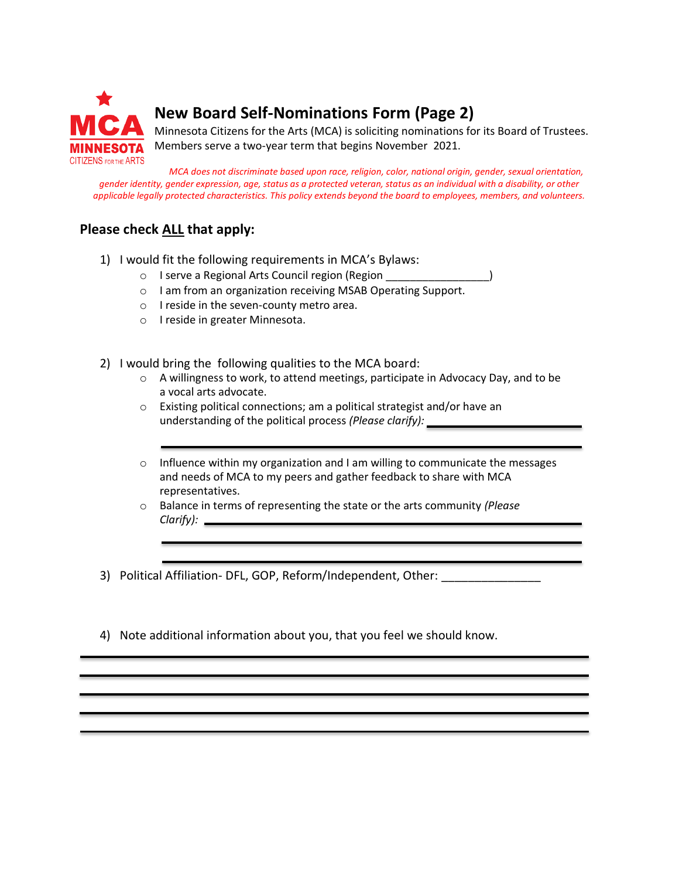MCA MINNESOTA CITIZENS FOR THE ARTS

# New Board Self-Nominations Form (Page 2)

Minnesota Citizens for the Arts (MCA) is soliciting nominations for its Board of Trustees. Members serve a two-year term that begins November 2021.

*MCA does not discriminate based upon race, religion, color, national origin, gender, sexual orientation, gender identity, gender expression, age, status as a protected veteran, status as an individual with a disability, or other applicable legally protected characteristics. This policy extends beyond the board to employees, members, and volunteers.*

## Please check ALL that apply:

1) I would fit the following requirements in MCA's Bylaws:
   - I serve a Regional Arts Council region (Region _________________)
   - I am from an organization receiving MSAB Operating Support.
   - I reside in the seven-county metro area.
   - I reside in greater Minnesota.

2) I would bring the following qualities to the MCA board:
   - A willingness to work, to attend meetings, participate in Advocacy Day, and to be a vocal arts advocate.
   - Existing political connections; am a political strategist and/or have an understanding of the political process *(Please clarify):* ____________________

     ________________________________________
   - Influence within my organization and I am willing to communicate the messages and needs of MCA to my peers and gather feedback to share with MCA representatives.
   - Balance in terms of representing the state or the arts community *(Please Clarify):* ____________________

     ________________________________________

     ________________________________________

3) Political Affiliation- DFL, GOP, Reform/Independent, Other: _______________

4) Note additional information about you, that you feel we should know.

________________________________________

________________________________________

________________________________________

________________________________________

________________________________________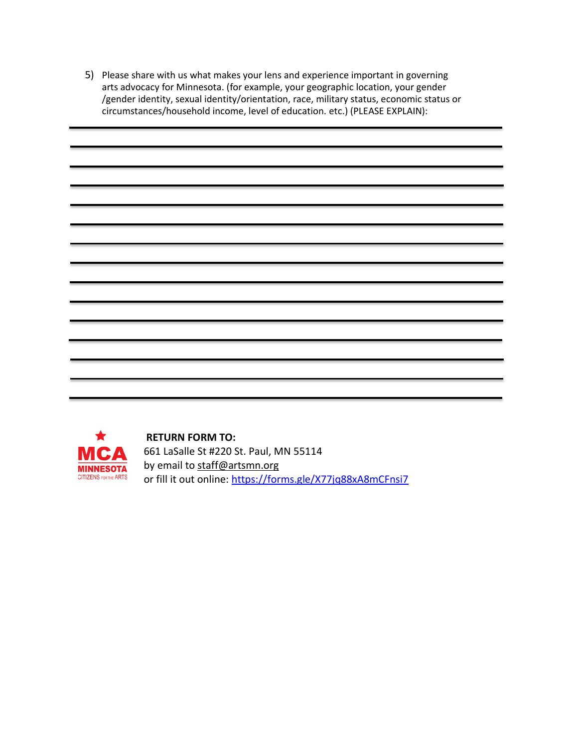5) Please share with us what makes your lens and experience important in governing arts advocacy for Minnesota. (for example, your geographic location, your gender /gender identity, sexual identity/orientation, race, military status, economic status or circumstances/household income, level of education. etc.) (PLEASE EXPLAIN):

______________________________________________________________________________

______________________________________________________________________________

______________________________________________________________________________

______________________________________________________________________________

______________________________________________________________________________

______________________________________________________________________________

______________________________________________________________________________

______________________________________________________________________________

______________________________________________________________________________

______________________________________________________________________________

______________________________________________________________________________

______________________________________________________________________________

______________________________________________________________________________

______________________________________________________________________________

______________________________________________________________________________

MCA MINNESOTA CITIZENS FOR THE ARTS

**RETURN FORM TO:**
661 LaSalle St #220 St. Paul, MN 55114
by email to staff@artsmn.org
or fill it out online: https://forms.gle/X77jq88xA8mCFnsi7